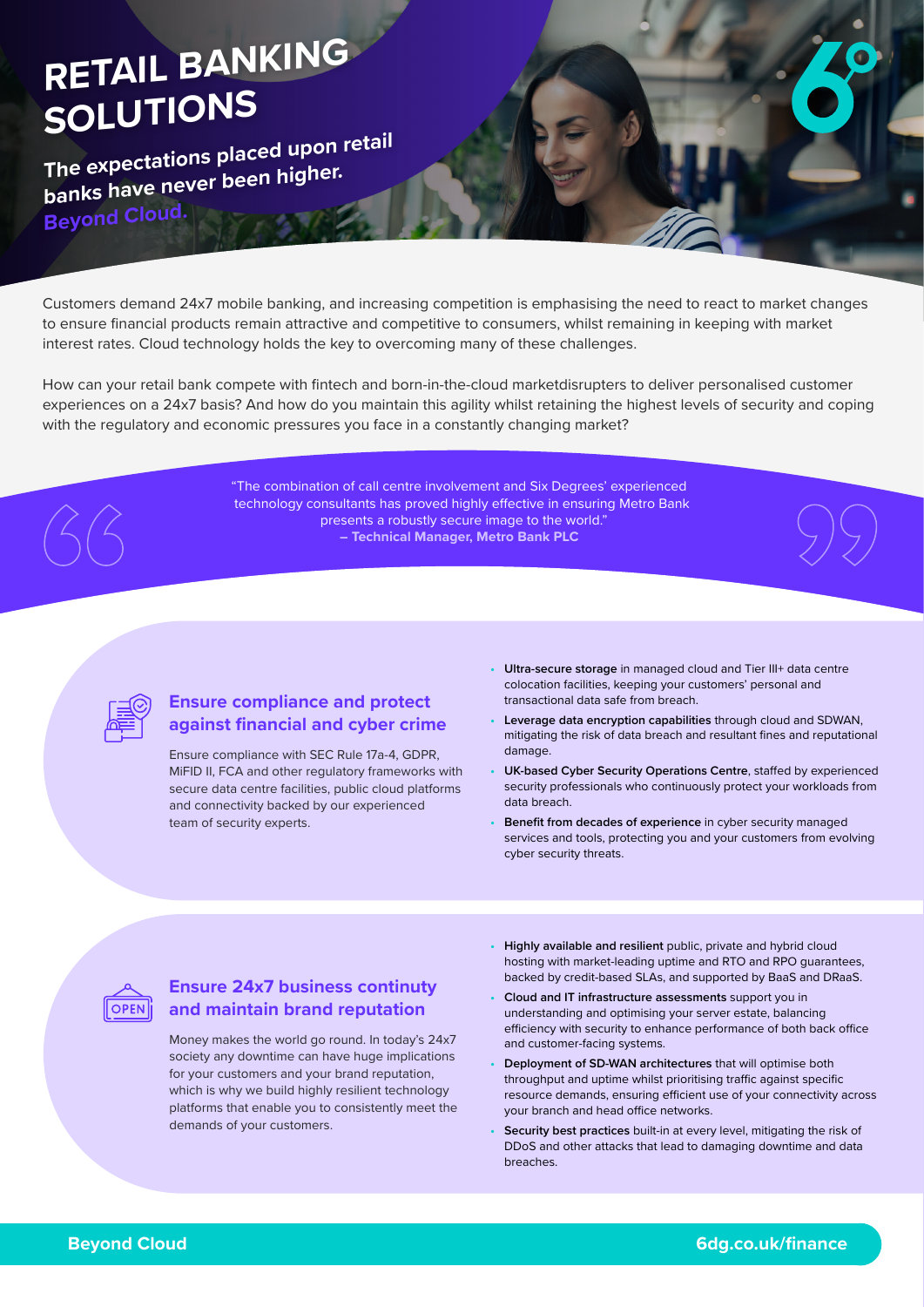# RETAIL BANKING SOLUTIONS

**The expectations placed upon retail banks have never been higher.**
**Beyond Cloud.**

Customers demand 24x7 mobile banking, and increasing competition is emphasising the need to react to market changes to ensure financial products remain attractive and competitive to consumers, whilst remaining in keeping with market interest rates. Cloud technology holds the key to overcoming many of these challenges.

How can your retail bank compete with fintech and born-in-the-cloud marketdisrupters to deliver personalised customer experiences on a 24x7 basis? And how do you maintain this agility whilst retaining the highest levels of security and coping with the regulatory and economic pressures you face in a constantly changing market?

> "The combination of call centre involvement and Six Degrees' experienced technology consultants has proved highly effective in ensuring Metro Bank presents a robustly secure image to the world."
> **– Technical Manager, Metro Bank PLC**

## Ensure compliance and protect against financial and cyber crime

Ensure compliance with SEC Rule 17a-4, GDPR, MiFID II, FCA and other regulatory frameworks with secure data centre facilities, public cloud platforms and connectivity backed by our experienced team of security experts.

- **Ultra-secure storage** in managed cloud and Tier III+ data centre colocation facilities, keeping your customers' personal and transactional data safe from breach.
- **Leverage data encryption capabilities** through cloud and SDWAN, mitigating the risk of data breach and resultant fines and reputational damage.
- **UK-based Cyber Security Operations Centre**, staffed by experienced security professionals who continuously protect your workloads from data breach.
- **Benefit from decades of experience** in cyber security managed services and tools, protecting you and your customers from evolving cyber security threats.

## Ensure 24x7 business continuity and maintain brand reputation

Money makes the world go round. In today's 24x7 society any downtime can have huge implications for your customers and your brand reputation, which is why we build highly resilient technology platforms that enable you to consistently meet the demands of your customers.

- **Highly available and resilient** public, private and hybrid cloud hosting with market-leading uptime and RTO and RPO guarantees, backed by credit-based SLAs, and supported by BaaS and DRaaS.
- **Cloud and IT infrastructure assessments** support you in understanding and optimising your server estate, balancing efficiency with security to enhance performance of both back office and customer-facing systems.
- **Deployment of SD-WAN architectures** that will optimise both throughput and uptime whilst prioritising traffic against specific resource demands, ensuring efficient use of your connectivity across your branch and head office networks.
- **Security best practices** built-in at every level, mitigating the risk of DDoS and other attacks that lead to damaging downtime and data breaches.

**Beyond Cloud** | **6dg.co.uk/finance**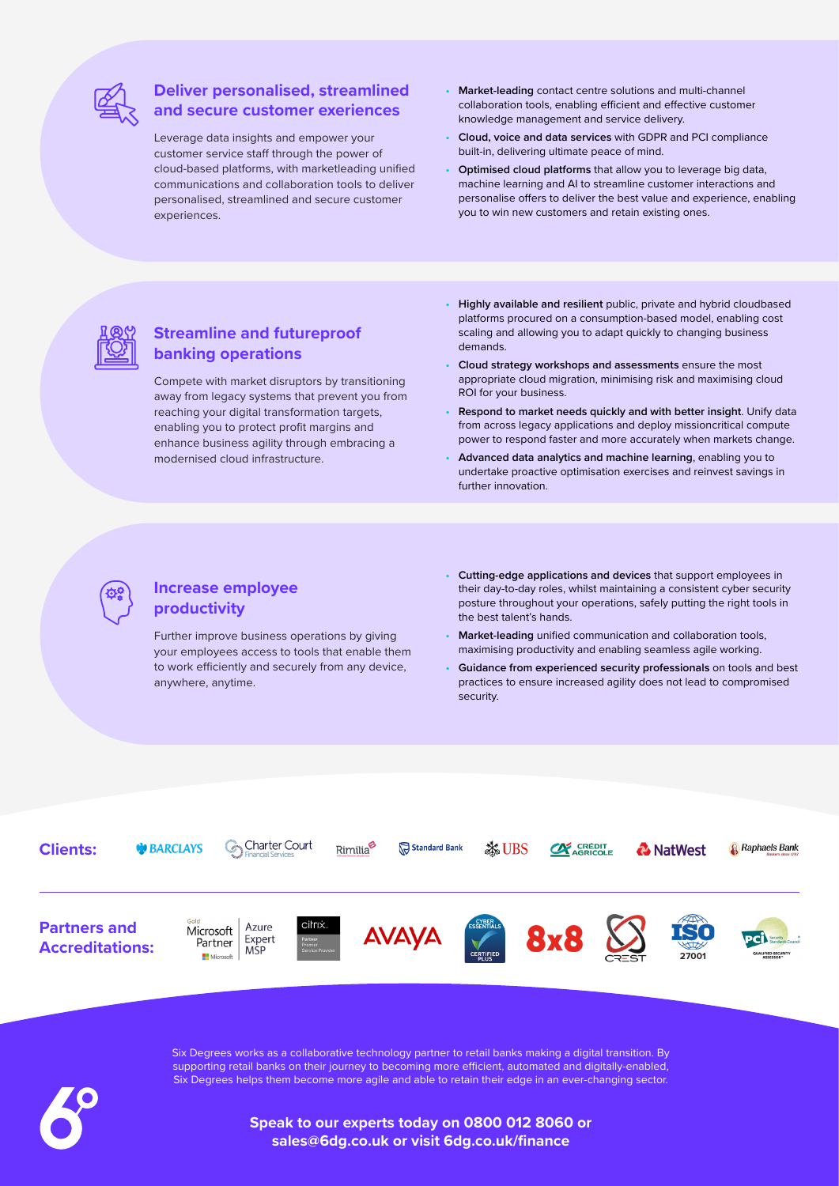## Deliver personalised, streamlined and secure customer exeriences

Leverage data insights and empower your customer service staff through the power of cloud-based platforms, with marketleading unified communications and collaboration tools to deliver personalised, streamlined and secure customer experiences.

- **Market-leading** contact centre solutions and multi-channel collaboration tools, enabling efficient and effective customer knowledge management and service delivery.
- **Cloud, voice and data services** with GDPR and PCI compliance built-in, delivering ultimate peace of mind.
- **Optimised cloud platforms** that allow you to leverage big data, machine learning and AI to streamline customer interactions and personalise offers to deliver the best value and experience, enabling you to win new customers and retain existing ones.

## Streamline and futureproof banking operations

Compete with market disruptors by transitioning away from legacy systems that prevent you from reaching your digital transformation targets, enabling you to protect profit margins and enhance business agility through embracing a modernised cloud infrastructure.

- **Highly available and resilient** public, private and hybrid cloudbased platforms procured on a consumption-based model, enabling cost scaling and allowing you to adapt quickly to changing business demands.
- **Cloud strategy workshops and assessments** ensure the most appropriate cloud migration, minimising risk and maximising cloud ROI for your business.
- **Respond to market needs quickly and with better insight**. Unify data from across legacy applications and deploy missioncritical compute power to respond faster and more accurately when markets change.
- **Advanced data analytics and machine learning**, enabling you to undertake proactive optimisation exercises and reinvest savings in further innovation.

## Increase employee productivity

Further improve business operations by giving your employees access to tools that enable them to work efficiently and securely from any device, anywhere, anytime.

- **Cutting-edge applications and devices** that support employees in their day-to-day roles, whilst maintaining a consistent cyber security posture throughout your operations, safely putting the right tools in the best talent's hands.
- **Market-leading** unified communication and collaboration tools, maximising productivity and enabling seamless agile working.
- **Guidance from experienced security professionals** on tools and best practices to ensure increased agility does not lead to compromised security.

**Clients:** Barclays, Charter Court Financial Services, Rimilia, Standard Bank, UBS, Crédit Agricole, NatWest, Raphaels Bank

**Partners and Accreditations:** Gold Microsoft Partner, Azure Expert MSP, Citrix Partner, Avaya, Cyber Essentials Certified Plus, 8x8, CREST, ISO 27001, PCI Qualified Security Assessor

Six Degrees works as a collaborative technology partner to retail banks making a digital transition. By supporting retail banks on their journey to becoming more efficient, automated and digitally-enabled, Six Degrees helps them become more agile and able to retain their edge in an ever-changing sector.

**Speak to our experts today on 0800 012 8060 or sales@6dg.co.uk or visit 6dg.co.uk/finance**